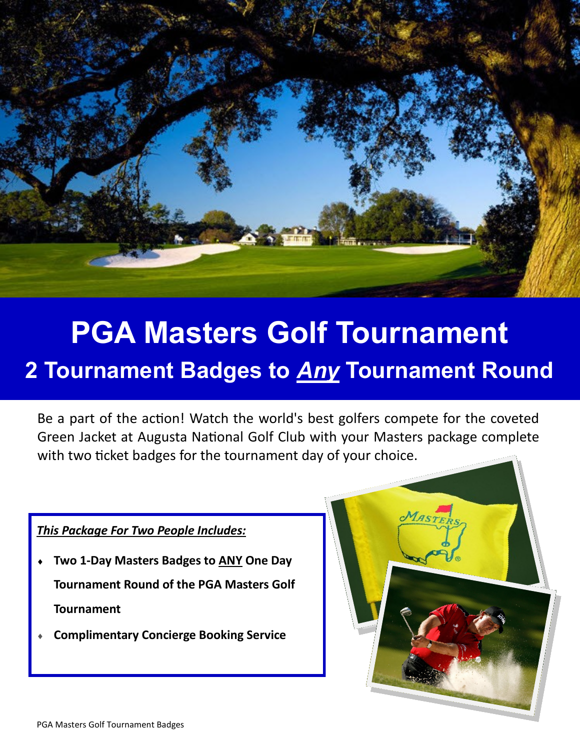# PGA Masters Golf Tournament

## 2 Tournament Badges to ***Any*** Tournament Round

Be a part of the action! Watch the world's best golfers compete for the coveted Green Jacket at Augusta National Golf Club with your Masters package complete with two ticket badges for the tournament day of your choice.

***This Package For Two People Includes:***

- **Two 1-Day Masters Badges to ANY One Day Tournament Round of the PGA Masters Golf Tournament**
- **Complimentary Concierge Booking Service**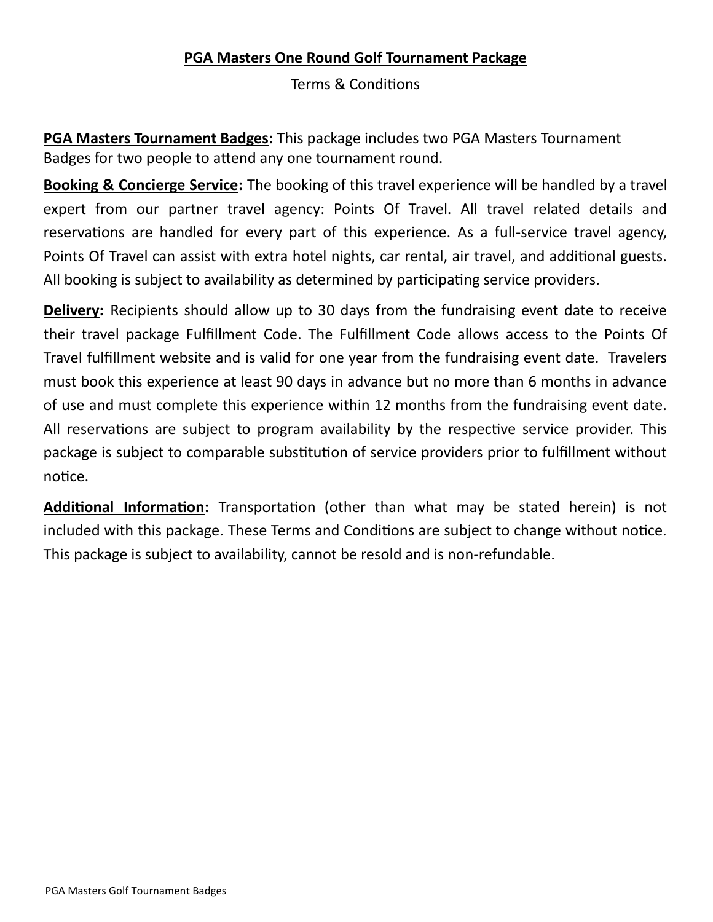## PGA Masters One Round Golf Tournament Package

Terms & Conditions

**PGA Masters Tournament Badges:** This package includes two PGA Masters Tournament Badges for two people to attend any one tournament round.

**Booking & Concierge Service:** The booking of this travel experience will be handled by a travel expert from our partner travel agency: Points Of Travel. All travel related details and reservations are handled for every part of this experience. As a full-service travel agency, Points Of Travel can assist with extra hotel nights, car rental, air travel, and additional guests. All booking is subject to availability as determined by participating service providers.

**Delivery:** Recipients should allow up to 30 days from the fundraising event date to receive their travel package Fulfillment Code. The Fulfillment Code allows access to the Points Of Travel fulfillment website and is valid for one year from the fundraising event date. Travelers must book this experience at least 90 days in advance but no more than 6 months in advance of use and must complete this experience within 12 months from the fundraising event date. All reservations are subject to program availability by the respective service provider. This package is subject to comparable substitution of service providers prior to fulfillment without notice.

**Additional Information:** Transportation (other than what may be stated herein) is not included with this package. These Terms and Conditions are subject to change without notice. This package is subject to availability, cannot be resold and is non-refundable.